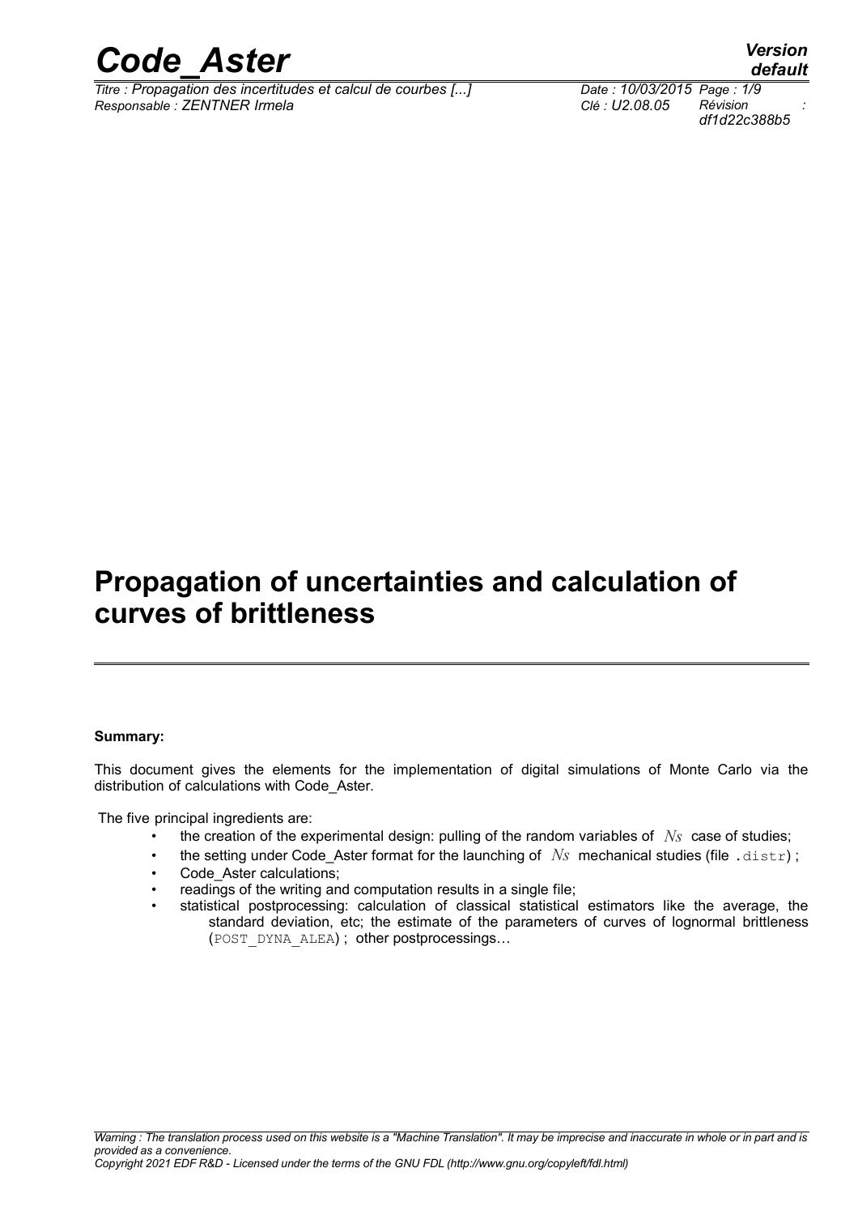# Propagation of uncertainties and calculation of curves of brittleness

**Summary:**

This document gives the elements for the implementation of digital simulations of Monte Carlo via the distribution of calculations with Code_Aster.

The five principal ingredients are:

- the creation of the experimental design: pulling of the random variables of $Ns$ case of studies;
- the setting under Code_Aster format for the launching of $Ns$ mechanical studies (file `.distr`) ;
- Code_Aster calculations;
- readings of the writing and computation results in a single file;
- statistical postprocessing: calculation of classical statistical estimators like the average, the standard deviation, etc; the estimate of the parameters of curves of lognormal brittleness (`POST_DYNA_ALEA`) ; other postprocessings…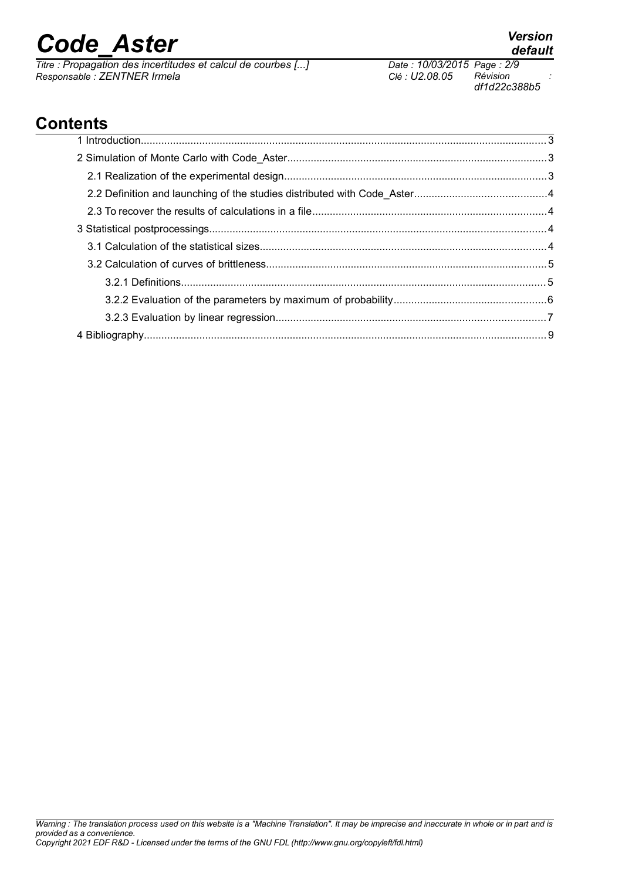# Contents

1 Introduction........................................................................................................................................3

2 Simulation of Monte Carlo with Code_Aster.......................................................................................3

2.1 Realization of the experimental design.........................................................................................3

2.2 Definition and launching of the studies distributed with Code_Aster.............................................4

2.3 To recover the results of calculations in a file...............................................................................4

3 Statistical postprocessings.................................................................................................................4

3.1 Calculation of the statistical sizes.................................................................................................4

3.2 Calculation of curves of brittleness..............................................................................................5

3.2.1 Definitions...........................................................................................................................5

3.2.2 Evaluation of the parameters by maximum of probability...................................................6

3.2.3 Evaluation by linear regression...........................................................................................7

4 Bibliography........................................................................................................................................9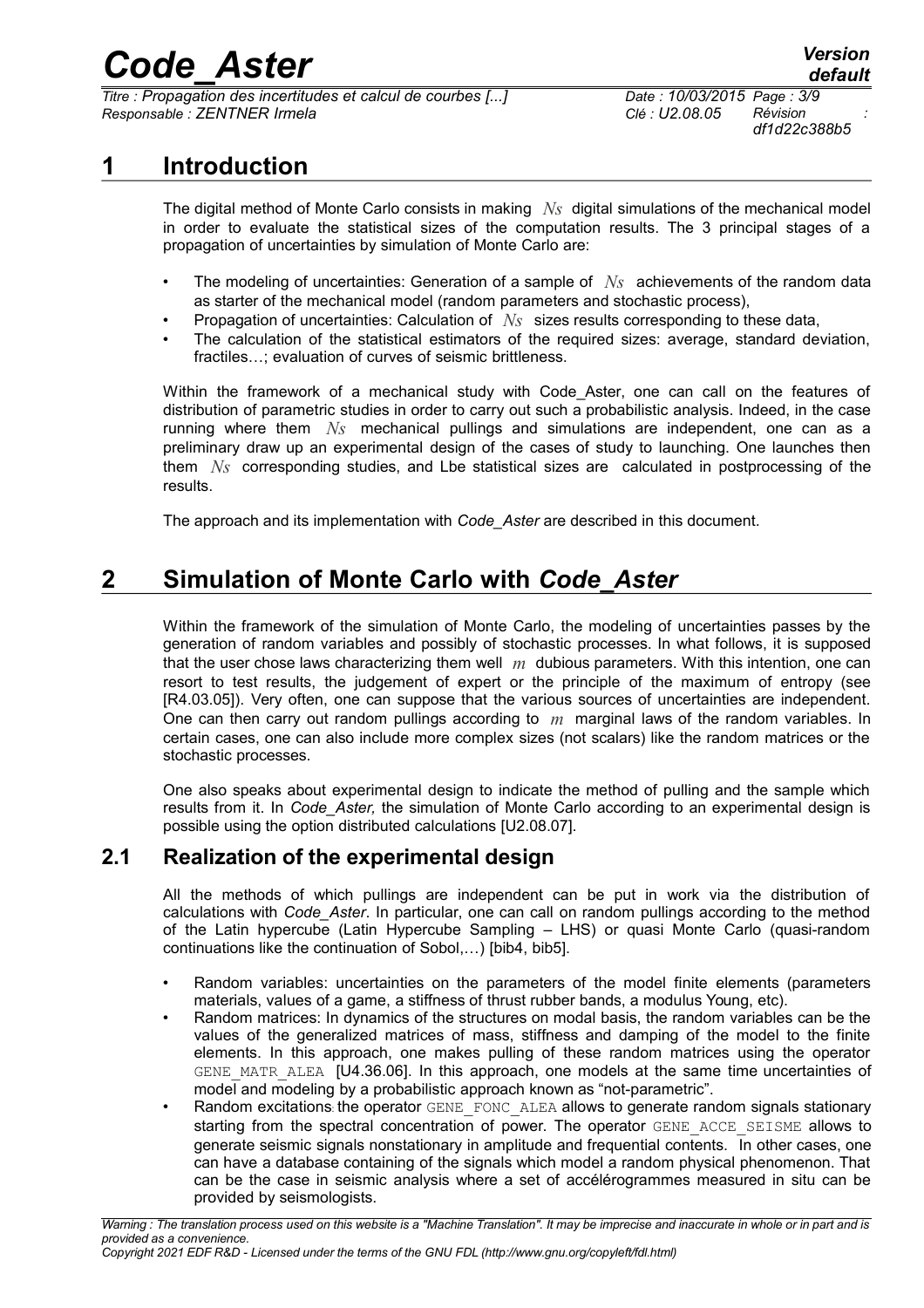# 1 Introduction

The digital method of Monte Carlo consists in making $Ns$ digital simulations of the mechanical model in order to evaluate the statistical sizes of the computation results. The 3 principal stages of a propagation of uncertainties by simulation of Monte Carlo are:

- The modeling of uncertainties: Generation of a sample of $Ns$ achievements of the random data as starter of the mechanical model (random parameters and stochastic process),
- Propagation of uncertainties: Calculation of $Ns$ sizes results corresponding to these data,
- The calculation of the statistical estimators of the required sizes: average, standard deviation, fractiles…; evaluation of curves of seismic brittleness.

Within the framework of a mechanical study with Code_Aster, one can call on the features of distribution of parametric studies in order to carry out such a probabilistic analysis. Indeed, in the case running where them $Ns$ mechanical pullings and simulations are independent, one can as a preliminary draw up an experimental design of the cases of study to launching. One launches then them $Ns$ corresponding studies, and Lbe statistical sizes are calculated in postprocessing of the results.

The approach and its implementation with *Code_Aster* are described in this document.

# 2 Simulation of Monte Carlo with *Code_Aster*

Within the framework of the simulation of Monte Carlo, the modeling of uncertainties passes by the generation of random variables and possibly of stochastic processes. In what follows, it is supposed that the user chose laws characterizing them well $m$ dubious parameters. With this intention, one can resort to test results, the judgement of expert or the principle of the maximum of entropy (see [R4.03.05]). Very often, one can suppose that the various sources of uncertainties are independent. One can then carry out random pullings according to $m$ marginal laws of the random variables. In certain cases, one can also include more complex sizes (not scalars) like the random matrices or the stochastic processes.

One also speaks about experimental design to indicate the method of pulling and the sample which results from it. In *Code_Aster,* the simulation of Monte Carlo according to an experimental design is possible using the option distributed calculations [U2.08.07].

## 2.1 Realization of the experimental design

All the methods of which pullings are independent can be put in work via the distribution of calculations with *Code_Aster*. In particular, one can call on random pullings according to the method of the Latin hypercube (Latin Hypercube Sampling – LHS) or quasi Monte Carlo (quasi-random continuations like the continuation of Sobol,…) [bib4, bib5].

- Random variables: uncertainties on the parameters of the model finite elements (parameters materials, values of a game, a stiffness of thrust rubber bands, a modulus Young, etc).
- Random matrices: In dynamics of the structures on modal basis, the random variables can be the values of the generalized matrices of mass, stiffness and damping of the model to the finite elements. In this approach, one makes pulling of these random matrices using the operator `GENE_MATR_ALEA` [U4.36.06]. In this approach, one models at the same time uncertainties of model and modeling by a probabilistic approach known as "not-parametric".
- Random excitations: the operator `GENE_FONC_ALEA` allows to generate random signals stationary starting from the spectral concentration of power. The operator `GENE_ACCE_SEISME` allows to generate seismic signals nonstationary in amplitude and frequential contents. In other cases, one can have a database containing of the signals which model a random physical phenomenon. That can be the case in seismic analysis where a set of accélérogrammes measured in situ can be provided by seismologists.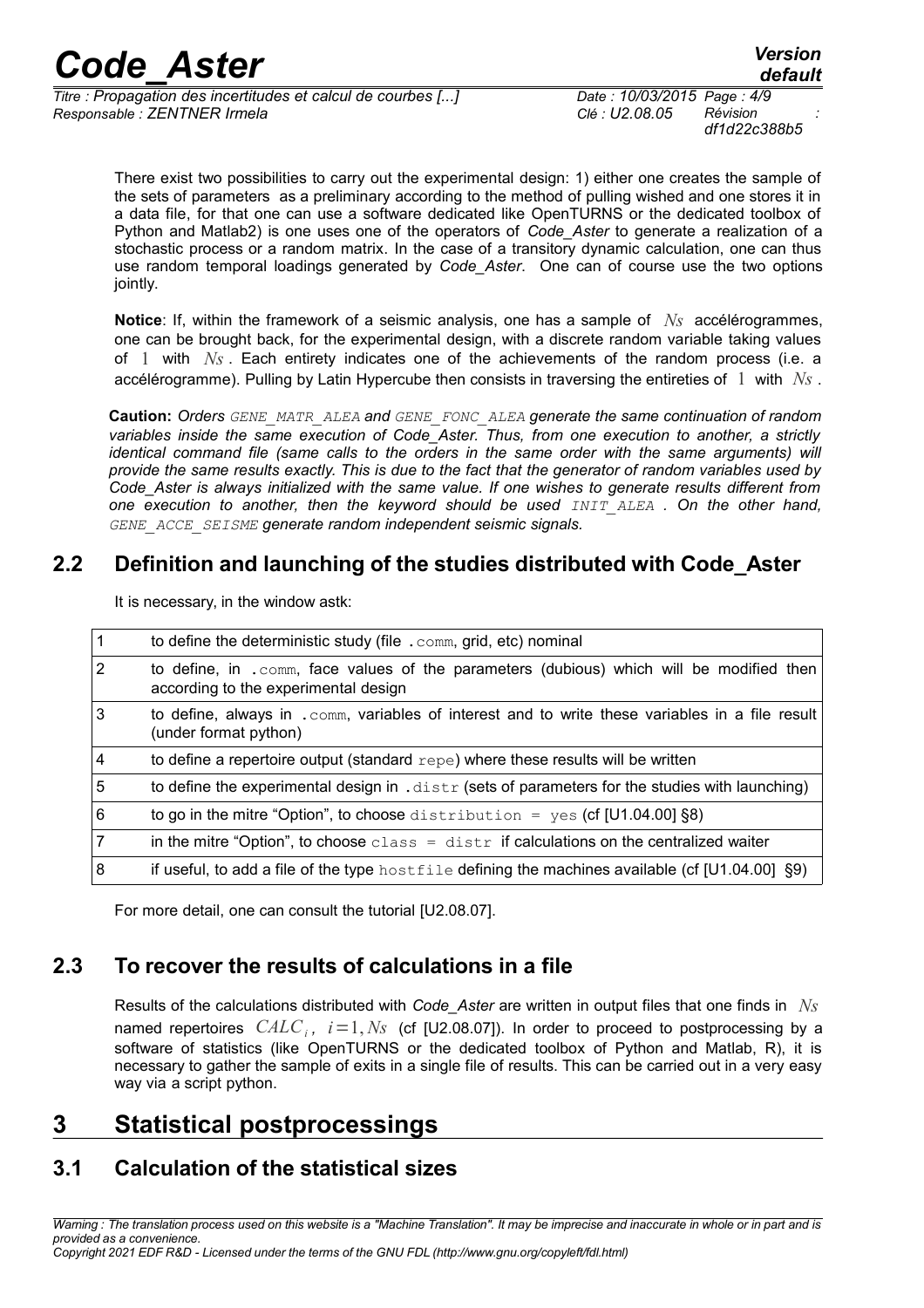There exist two possibilities to carry out the experimental design: 1) either one creates the sample of the sets of parameters as a preliminary according to the method of pulling wished and one stores it in a data file, for that one can use a software dedicated like OpenTURNS or the dedicated toolbox of Python and Matlab2) is one uses one of the operators of *Code_Aster* to generate a realization of a stochastic process or a random matrix. In the case of a transitory dynamic calculation, one can thus use random temporal loadings generated by *Code_Aster*. One can of course use the two options jointly.

**Notice**: If, within the framework of a seismic analysis, one has a sample of $Ns$ accélérogrammes, one can be brought back, for the experimental design, with a discrete random variable taking values of $1$ with $Ns$. Each entirety indicates one of the achievements of the random process (i.e. a accélérogramme). Pulling by Latin Hypercube then consists in traversing the entireties of $1$ with $Ns$.

**Caution:** *Orders `GENE_MATR_ALEA` and `GENE_FONC_ALEA` generate the same continuation of random variables inside the same execution of Code_Aster. Thus, from one execution to another, a strictly identical command file (same calls to the orders in the same order with the same arguments) will provide the same results exactly. This is due to the fact that the generator of random variables used by Code_Aster is always initialized with the same value. If one wishes to generate results different from one execution to another, then the keyword should be used `INIT_ALEA`. On the other hand, `GENE_ACCE_SEISME` generate random independent seismic signals.*

## 2.2 Definition and launching of the studies distributed with Code_Aster

It is necessary, in the window astk:

| | |
|---|---|
| 1 | to define the deterministic study (file `.comm`, grid, etc) nominal |
| 2 | to define, in `.comm`, face values of the parameters (dubious) which will be modified then according to the experimental design |
| 3 | to define, always in `.comm`, variables of interest and to write these variables in a file result (under format python) |
| 4 | to define a repertoire output (standard `repe`) where these results will be written |
| 5 | to define the experimental design in `.distr` (sets of parameters for the studies with launching) |
| 6 | to go in the mitre "Option", to choose `distribution = yes` (cf [U1.04.00] §8) |
| 7 | in the mitre "Option", to choose `class = distr` if calculations on the centralized waiter |
| 8 | if useful, to add a file of the type `hostfile` defining the machines available (cf [U1.04.00] §9) |

For more detail, one can consult the tutorial [U2.08.07].

## 2.3 To recover the results of calculations in a file

Results of the calculations distributed with *Code_Aster* are written in output files that one finds in $Ns$ named repertoires $CALC_i$, $i=1, Ns$ (cf [U2.08.07]). In order to proceed to postprocessing by a software of statistics (like OpenTURNS or the dedicated toolbox of Python and Matlab, R), it is necessary to gather the sample of exits in a single file of results. This can be carried out in a very easy way via a script python.

# 3 Statistical postprocessings

## 3.1 Calculation of the statistical sizes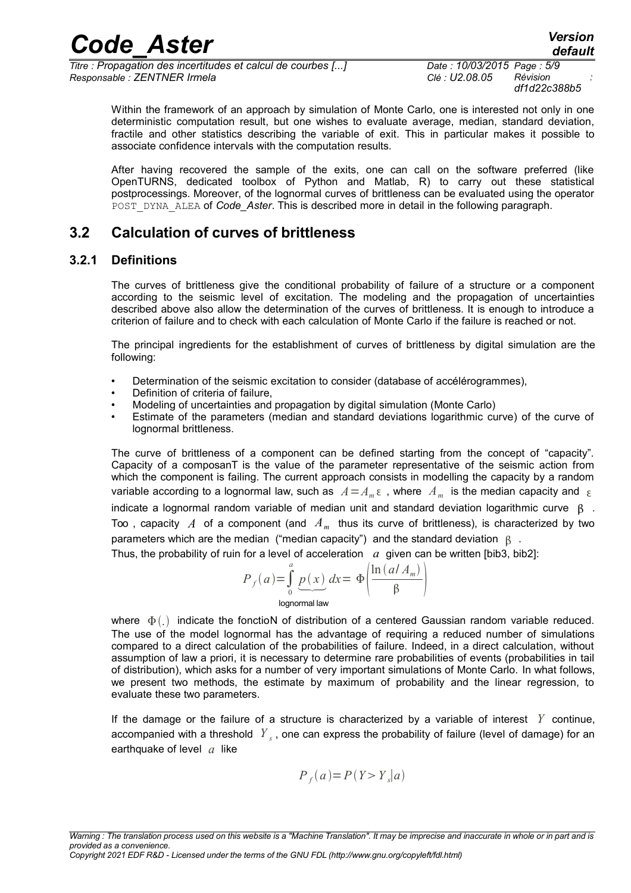Within the framework of an approach by simulation of Monte Carlo, one is interested not only in one deterministic computation result, but one wishes to evaluate average, median, standard deviation, fractile and other statistics describing the variable of exit. This in particular makes it possible to associate confidence intervals with the computation results.

After having recovered the sample of the exits, one can call on the software preferred (like OpenTURNS, dedicated toolbox of Python and Matlab, R) to carry out these statistical postprocessings. Moreover, of the lognormal curves of brittleness can be evaluated using the operator POST_DYNA_ALEA of *Code_Aster*. This is described more in detail in the following paragraph.

## 3.2 Calculation of curves of brittleness

### 3.2.1 Definitions

The curves of brittleness give the conditional probability of failure of a structure or a component according to the seismic level of excitation. The modeling and the propagation of uncertainties described above also allow the determination of the curves of brittleness. It is enough to introduce a criterion of failure and to check with each calculation of Monte Carlo if the failure is reached or not.

The principal ingredients for the establishment of curves of brittleness by digital simulation are the following:

- Determination of the seismic excitation to consider (database of accélérogrammes),
- Definition of criteria of failure,
- Modeling of uncertainties and propagation by digital simulation (Monte Carlo)
- Estimate of the parameters (median and standard deviations logarithmic curve) of the curve of lognormal brittleness.

The curve of brittleness of a component can be defined starting from the concept of "capacity". Capacity of a composanT is the value of the parameter representative of the seismic action from which the component is failing. The current approach consists in modelling the capacity by a random variable according to a lognormal law, such as $A=A_m \varepsilon$ , where $A_m$ is the median capacity and $\varepsilon$ indicate a lognormal random variable of median unit and standard deviation logarithmic curve $\beta$ . Too , capacity $A$ of a component (and $A_m$ thus its curve of brittleness), is characterized by two parameters which are the median ("median capacity") and the standard deviation $\beta$ .

Thus, the probability of ruin for a level of acceleration $a$ given can be written [bib3, bib2]:

$$P_f(a)=\int_0^a \underbrace{p(x)}_{\text{lognormal law}} dx = \Phi\left(\frac{\ln(a/A_m)}{\beta}\right)$$

where $\Phi(.)$ indicate the fonctioN of distribution of a centered Gaussian random variable reduced. The use of the model lognormal has the advantage of requiring a reduced number of simulations compared to a direct calculation of the probabilities of failure. Indeed, in a direct calculation, without assumption of law a priori, it is necessary to determine rare probabilities of events (probabilities in tail of distribution), which asks for a number of very important simulations of Monte Carlo. In what follows, we present two methods, the estimate by maximum of probability and the linear regression, to evaluate these two parameters.

If the damage or the failure of a structure is characterized by a variable of interest $Y$ continue, accompanied with a threshold $Y_s$ , one can express the probability of failure (level of damage) for an earthquake of level $a$ like

$$P_f(a)=P(Y>Y_s|a)$$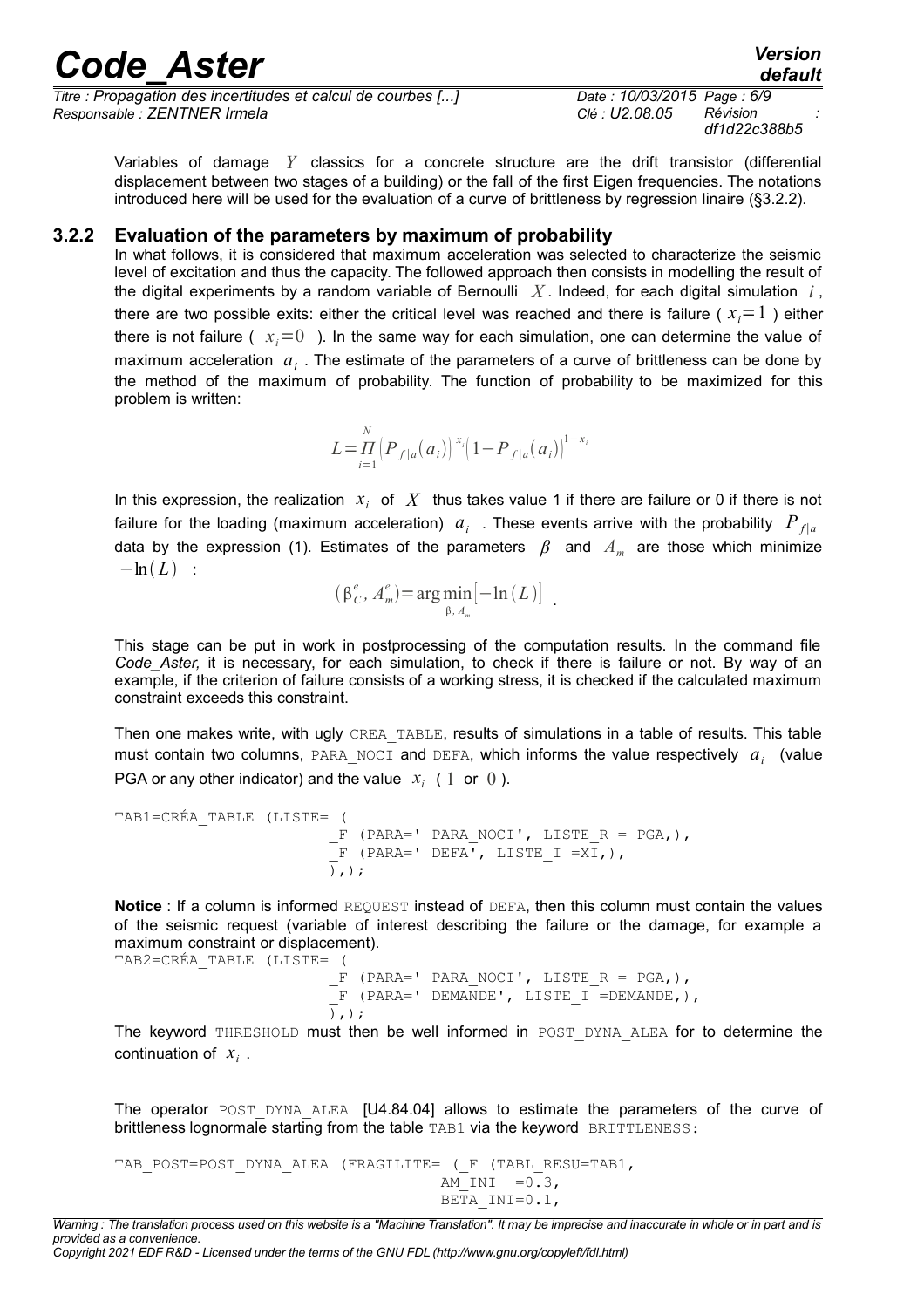Variables of damage $Y$ classics for a concrete structure are the drift transistor (differential displacement between two stages of a building) or the fall of the first Eigen frequencies. The notations introduced here will be used for the evaluation of a curve of brittleness by regression linaire (§3.2.2).

### 3.2.2 Evaluation of the parameters by maximum of probability

In what follows, it is considered that maximum acceleration was selected to characterize the seismic level of excitation and thus the capacity. The followed approach then consists in modelling the result of the digital experiments by a random variable of Bernoulli $X$. Indeed, for each digital simulation $i$, there are two possible exits: either the critical level was reached and there is failure ( $x_i=1$ ) either there is not failure ( $x_i=0$ ). In the same way for each simulation, one can determine the value of maximum acceleration $a_i$. The estimate of the parameters of a curve of brittleness can be done by the method of the maximum of probability. The function of probability to be maximized for this problem is written:

$$L=\prod_{i=1}^{N}\left(P_{f|a}(a_i)\right)^{x_i}\left(1-P_{f|a}(a_i)\right)^{1-x_i}$$

In this expression, the realization $x_i$ of $X$ thus takes value 1 if there are failure or 0 if there is not failure for the loading (maximum acceleration) $a_i$. These events arrive with the probability $P_{f|a}$ data by the expression (1). Estimates of the parameters $\beta$ and $A_m$ are those which minimize $-\ln(L)$ :

$$(\beta_C^e, A_m^e)=\arg\min_{\beta, A_m}\left[-\ln(L)\right] .$$

This stage can be put in work in postprocessing of the computation results. In the command file *Code_Aster,* it is necessary, for each simulation, to check if there is failure or not. By way of an example, if the criterion of failure consists of a working stress, it is checked if the calculated maximum constraint exceeds this constraint.

Then one makes write, with ugly CREA_TABLE, results of simulations in a table of results. This table must contain two columns, PARA_NOCI and DEFA, which informs the value respectively $a_i$ (value PGA or any other indicator) and the value $x_i$ ( $1$ or $0$ ).

```
TAB1=CRÉA_TABLE (LISTE= (
                        _F (PARA=' PARA_NOCI', LISTE_R = PGA,),
                        _F (PARA=' DEFA', LISTE_I =XI,),
                        ),);
```

**Notice** : If a column is informed REQUEST instead of DEFA, then this column must contain the values of the seismic request (variable of interest describing the failure or the damage, for example a maximum constraint or displacement).

```
TAB2=CRÉA_TABLE (LISTE= (
                        _F (PARA=' PARA_NOCI', LISTE_R = PGA,),
                        _F (PARA=' DEMANDE', LISTE_I =DEMANDE,),
                        ),);
```

The keyword THRESHOLD must then be well informed in POST_DYNA_ALEA for to determine the continuation of $x_i$ .

The operator POST_DYNA_ALEA [U4.84.04] allows to estimate the parameters of the curve of brittleness lognormale starting from the table TAB1 via the keyword BRITTLENESS:

```
TAB_POST=POST_DYNA_ALEA (FRAGILITE= (_F (TABL_RESU=TAB1,
                                      AM_INI  =0.3,
                                      BETA_INI=0.1,
```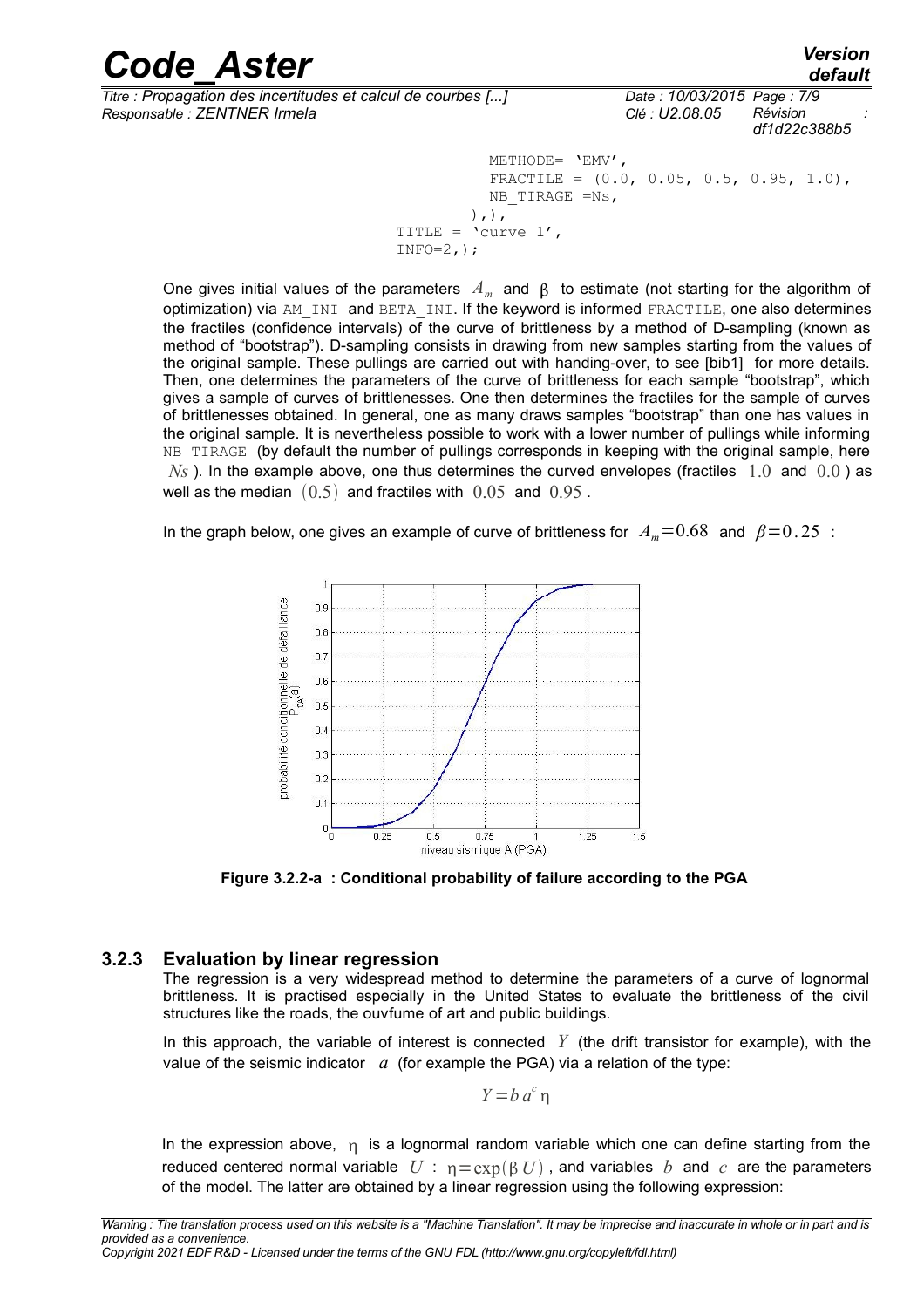```
                    METHODE= 'EMV',
                    FRACTILE = (0.0, 0.05, 0.5, 0.95, 1.0),
                    NB_TIRAGE =Ns,
                  ),),
          TITLE = 'curve 1',
          INFO=2,);
```

One gives initial values of the parameters $A_m$ and $\beta$ to estimate (not starting for the algorithm of optimization) via AM_INI and BETA_INI. If the keyword is informed FRACTILE, one also determines the fractiles (confidence intervals) of the curve of brittleness by a method of D-sampling (known as method of "bootstrap"). D-sampling consists in drawing from new samples starting from the values of the original sample. These pullings are carried out with handing-over, to see [bib1] for more details. Then, one determines the parameters of the curve of brittleness for each sample "bootstrap", which gives a sample of curves of brittlenesses. One then determines the fractiles for the sample of curves of brittlenesses obtained. In general, one as many draws samples "bootstrap" than one has values in the original sample. It is nevertheless possible to work with a lower number of pullings while informing NB_TIRAGE (by default the number of pullings corresponds in keeping with the original sample, here $Ns$ ). In the example above, one thus determines the curved envelopes (fractiles $1.0$ and $0.0$ ) as well as the median $(0.5)$ and fractiles with $0.05$ and $0.95$ .

In the graph below, one gives an example of curve of brittleness for $A_m=0.68$ and $\beta=0.25$ :

**Figure 3.2.2-a : Conditional probability of failure according to the PGA**

### 3.2.3 Evaluation by linear regression

The regression is a very widespread method to determine the parameters of a curve of lognormal brittleness. It is practised especially in the United States to evaluate the brittleness of the civil structures like the roads, the ouvfume of art and public buildings.

In this approach, the variable of interest is connected $Y$ (the drift transistor for example), with the value of the seismic indicator $a$ (for example the PGA) via a relation of the type:

$$Y = b\, a^c\, \eta$$

In the expression above, $\eta$ is a lognormal random variable which one can define starting from the reduced centered normal variable $U$ : $\eta = \exp(\beta\, U)$ , and variables $b$ and $c$ are the parameters of the model. The latter are obtained by a linear regression using the following expression: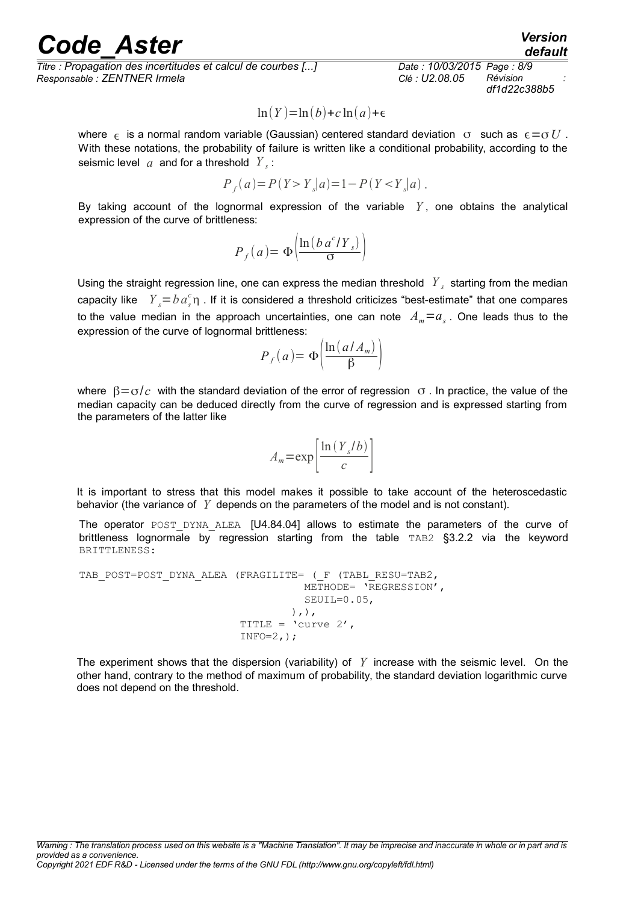$$\ln(Y)=\ln(b)+c\ln(a)+\epsilon$$

where $\epsilon$ is a normal random variable (Gaussian) centered standard deviation $\sigma$ such as $\epsilon=\sigma U$. With these notations, the probability of failure is written like a conditional probability, according to the seismic level $a$ and for a threshold $Y_s$:

$$P_f(a)=P(Y>Y_s|a)=1-P(Y<Y_s|a).$$

By taking account of the lognormal expression of the variable $Y$, one obtains the analytical expression of the curve of brittleness:

$$P_f(a)=\Phi\left(\frac{\ln(b\,a^c/Y_s)}{\sigma}\right)$$

Using the straight regression line, one can express the median threshold $Y_s$ starting from the median capacity like $Y_s=b\,a_s^c\eta$. If it is considered a threshold criticizes "best-estimate" that one compares to the value median in the approach uncertainties, one can note $A_m=a_s$. One leads thus to the expression of the curve of lognormal brittleness:

$$P_f(a)=\Phi\left(\frac{\ln(a/A_m)}{\beta}\right)$$

where $\beta=\sigma/c$ with the standard deviation of the error of regression $\sigma$. In practice, the value of the median capacity can be deduced directly from the curve of regression and is expressed starting from the parameters of the latter like

$$A_m=\exp\left[\frac{\ln(Y_s/b)}{c}\right]$$

It is important to stress that this model makes it possible to take account of the heteroscedastic behavior (the variance of $Y$ depends on the parameters of the model and is not constant).

The operator POST_DYNA_ALEA [U4.84.04] allows to estimate the parameters of the curve of brittleness lognormale by regression starting from the table TAB2 §3.2.2 via the keyword BRITTLENESS:

```
TAB_POST=POST_DYNA_ALEA (FRAGILITE= (_F (TABL_RESU=TAB2,
                                    METHODE= 'REGRESSION',
                                    SEUIL=0.05,
                                   ),),
                         TITLE = 'curve 2',
                         INFO=2,);
```

The experiment shows that the dispersion (variability) of $Y$ increase with the seismic level. On the other hand, contrary to the method of maximum of probability, the standard deviation logarithmic curve does not depend on the threshold.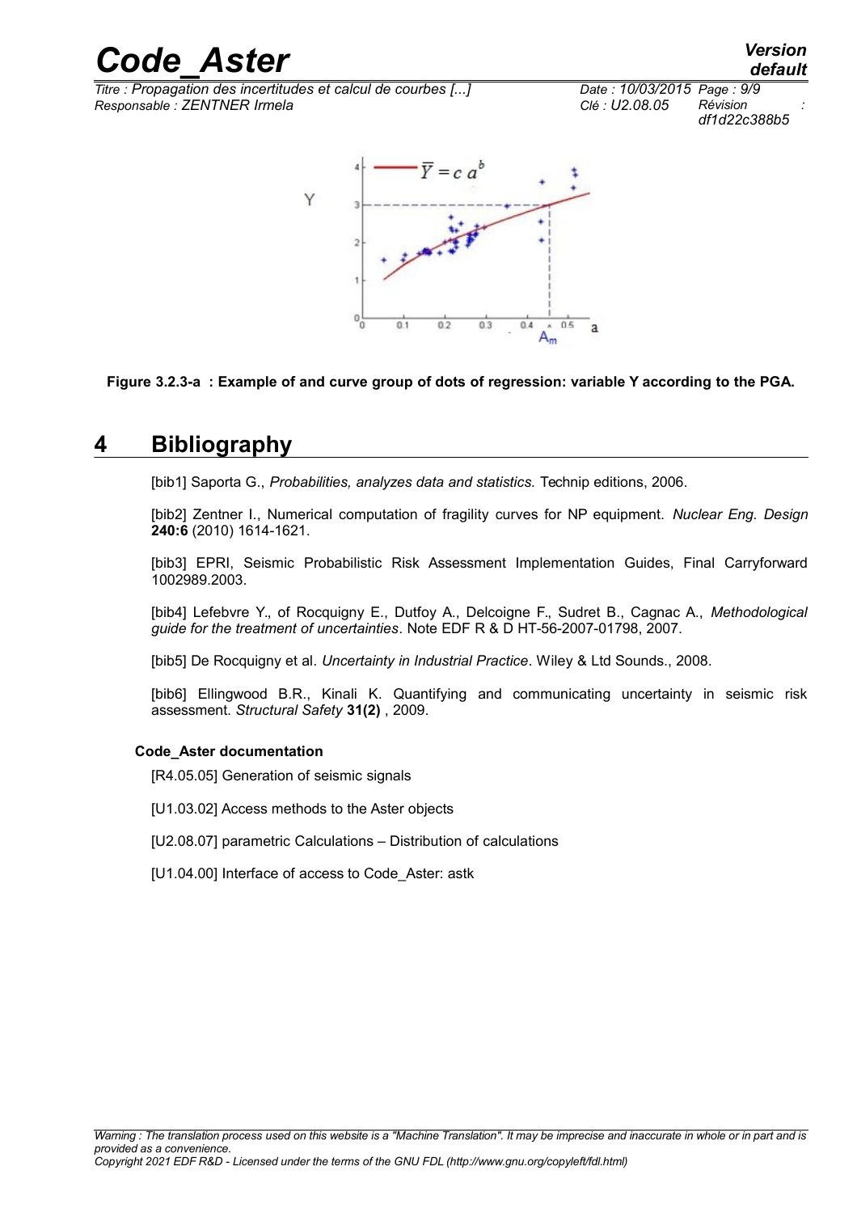$\overline{Y} = c\, a^b$

Y

4

3

2

1

0

0 0.1 0.2 0.3 0.4 0.5

a

$A_m$

**Figure 3.2.3-a : Example of and curve group of dots of regression: variable Y according to the PGA.**

# 4 Bibliography

[bib1] Saporta G., *Probabilities, analyzes data and statistics.* Technip editions, 2006.

[bib2] Zentner I., Numerical computation of fragility curves for NP equipment. *Nuclear Eng. Design* **240:6** (2010) 1614-1621.

[bib3] EPRI, Seismic Probabilistic Risk Assessment Implementation Guides, Final Carryforward 1002989.2003.

[bib4] Lefebvre Y., of Rocquigny E., Dutfoy A., Delcoigne F., Sudret B., Cagnac A., *Methodological guide for the treatment of uncertainties*. Note EDF R & D HT-56-2007-01798, 2007.

[bib5] De Rocquigny et al. *Uncertainty in Industrial Practice*. Wiley & Ltd Sounds., 2008.

[bib6] Ellingwood B.R., Kinali K. Quantifying and communicating uncertainty in seismic risk assessment. *Structural Safety* **31(2)** , 2009.

#### Code_Aster documentation

[R4.05.05] Generation of seismic signals

[U1.03.02] Access methods to the Aster objects

[U2.08.07] parametric Calculations – Distribution of calculations

[U1.04.00] Interface of access to Code_Aster: astk